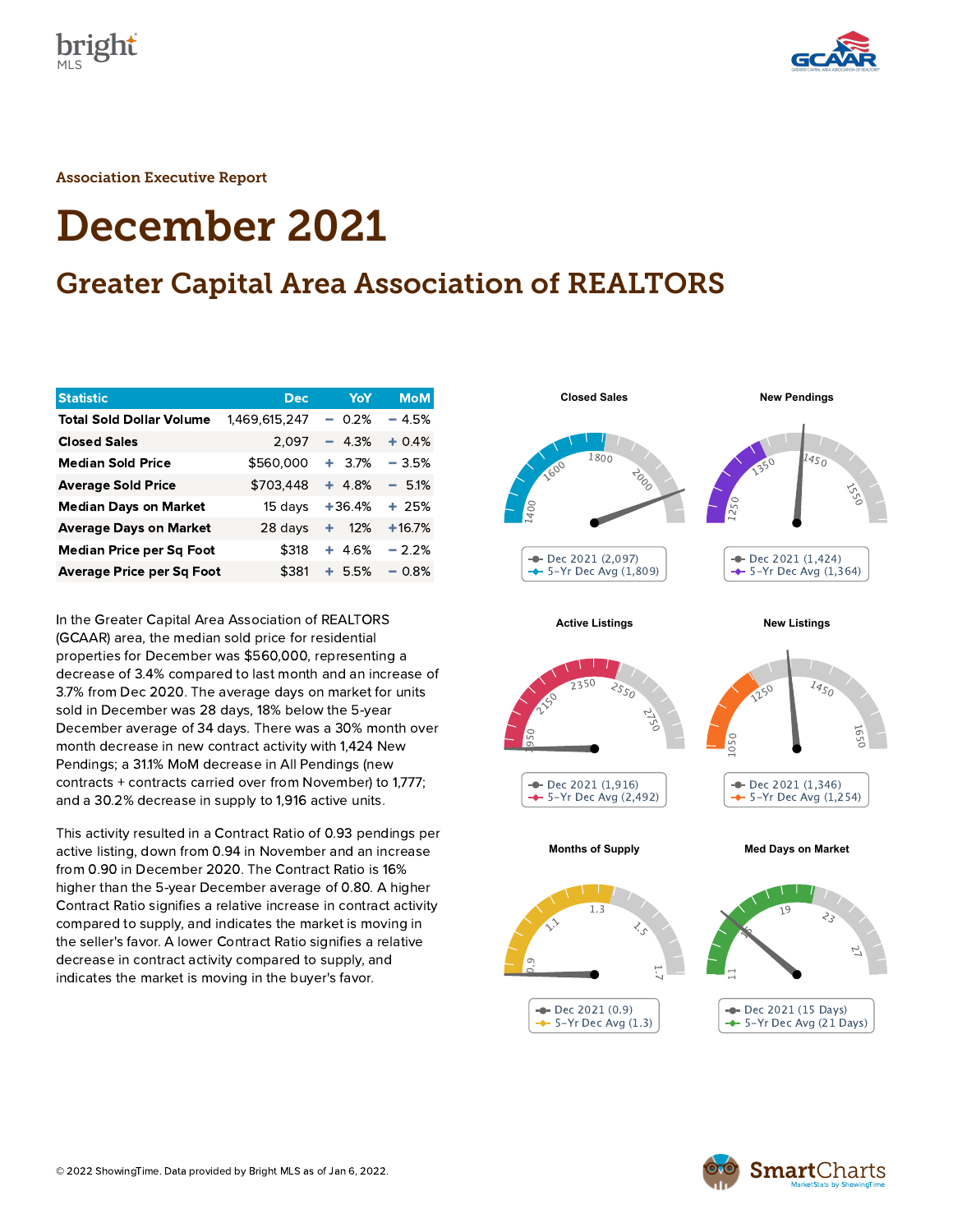Association Executive Report

# December 2021

## Greater Capital Area Association of REALTORS

| Statistic | Dec | YoY | MoM |
|---|---|---|---|
| Total Sold Dollar Volume | 1,469,615,247 | − 0.2% | − 4.5% |
| Closed Sales | 2,097 | − 4.3% | + 0.4% |
| Median Sold Price | $560,000 | + 3.7% | − 3.5% |
| Average Sold Price | $703,448 | + 4.8% | − 5.1% |
| Median Days on Market | 15 days | +36.4% | + 25% |
| Average Days on Market | 28 days | + 12% | +16.7% |
| Median Price per Sq Foot | $318 | + 4.6% | − 2.2% |
| Average Price per Sq Foot | $381 | + 5.5% | − 0.8% |

In the Greater Capital Area Association of REALTORS (GCAAR) area, the median sold price for residential properties for December was $560,000, representing a decrease of 3.4% compared to last month and an increase of 3.7% from Dec 2020. The average days on market for units sold in December was 28 days, 18% below the 5-year December average of 34 days. There was a 30% month over month decrease in new contract activity with 1,424 New Pendings; a 31.1% MoM decrease in All Pendings (new contracts + contracts carried over from November) to 1,777; and a 30.2% decrease in supply to 1,916 active units.

This activity resulted in a Contract Ratio of 0.93 pendings per active listing, down from 0.94 in November and an increase from 0.90 in December 2020. The Contract Ratio is 16% higher than the 5-year December average of 0.80. A higher Contract Ratio signifies a relative increase in contract activity compared to supply, and indicates the market is moving in the seller's favor. A lower Contract Ratio signifies a relative decrease in contract activity compared to supply, and indicates the market is moving in the buyer's favor.

**Closed Sales**
- Dec 2021 (2,097)
- 5-Yr Dec Avg (1,809)

**New Pendings**
- Dec 2021 (1,424)
- 5-Yr Dec Avg (1,364)

**Active Listings**
- Dec 2021 (1,916)
- 5-Yr Dec Avg (2,492)

**New Listings**
- Dec 2021 (1,346)
- 5-Yr Dec Avg (1,254)

**Months of Supply**
- Dec 2021 (0.9)
- 5-Yr Dec Avg (1.3)

**Med Days on Market**
- Dec 2021 (15 Days)
- 5-Yr Dec Avg (21 Days)

© 2022 ShowingTime. Data provided by Bright MLS as of Jan 6, 2022.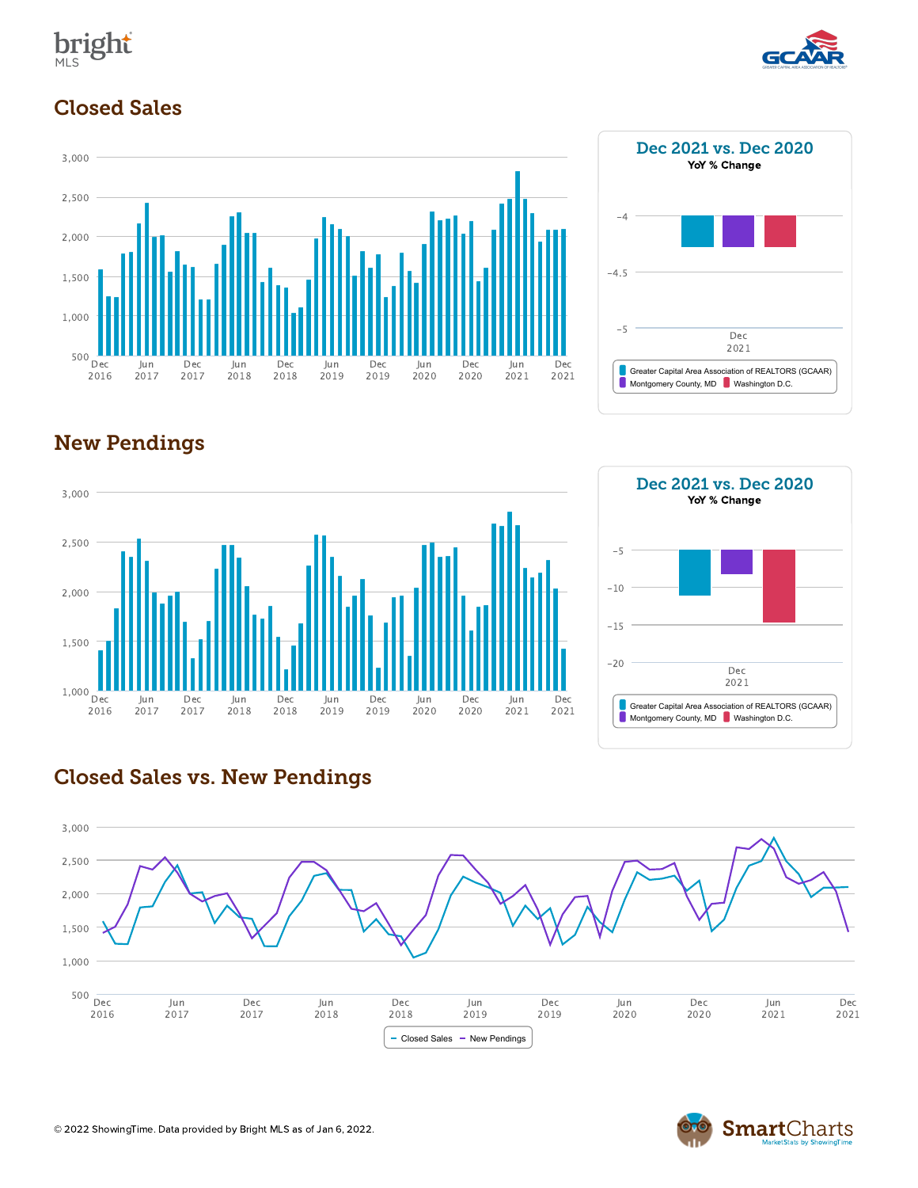## Closed Sales

**Dec 2021 vs. Dec 2020**
YoY % Change

- Greater Capital Area Association of REALTORS (GCAAR)
- Montgomery County, MD
- Washington D.C.

## New Pendings

**Dec 2021 vs. Dec 2020**
YoY % Change

- Greater Capital Area Association of REALTORS (GCAAR)
- Montgomery County, MD
- Washington D.C.

## Closed Sales vs. New Pendings

- Closed Sales
- New Pendings

© 2022 ShowingTime. Data provided by Bright MLS as of Jan 6, 2022.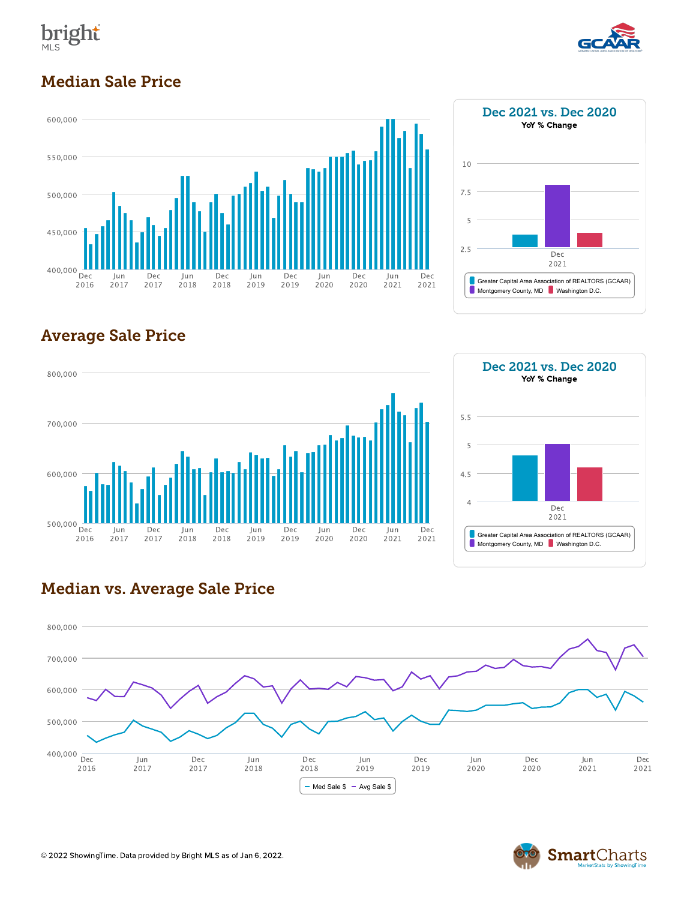## Median Sale Price

600,000
550,000
500,000
450,000
400,000

Dec 2016 | Jun 2017 | Dec 2017 | Jun 2018 | Dec 2018 | Jun 2019 | Dec 2019 | Jun 2020 | Dec 2020 | Jun 2021 | Dec 2021

**Dec 2021 vs. Dec 2020**
**YoY % Change**

10
7.5
5
2.5

Dec 2021

Greater Capital Area Association of REALTORS (GCAAR)
Montgomery County, MD
Washington D.C.

## Average Sale Price

800,000
700,000
600,000
500,000

Dec 2016 | Jun 2017 | Dec 2017 | Jun 2018 | Dec 2018 | Jun 2019 | Dec 2019 | Jun 2020 | Dec 2020 | Jun 2021 | Dec 2021

**Dec 2021 vs. Dec 2020**
**YoY % Change**

5.5
5
4.5
4

Dec 2021

Greater Capital Area Association of REALTORS (GCAAR)
Montgomery County, MD
Washington D.C.

## Median vs. Average Sale Price

800,000
700,000
600,000
500,000
400,000

Dec 2016 | Jun 2017 | Dec 2017 | Jun 2018 | Dec 2018 | Jun 2019 | Dec 2019 | Jun 2020 | Dec 2020 | Jun 2021 | Dec 2021

Med Sale $ | Avg Sale $

© 2022 ShowingTime. Data provided by Bright MLS as of Jan 6, 2022.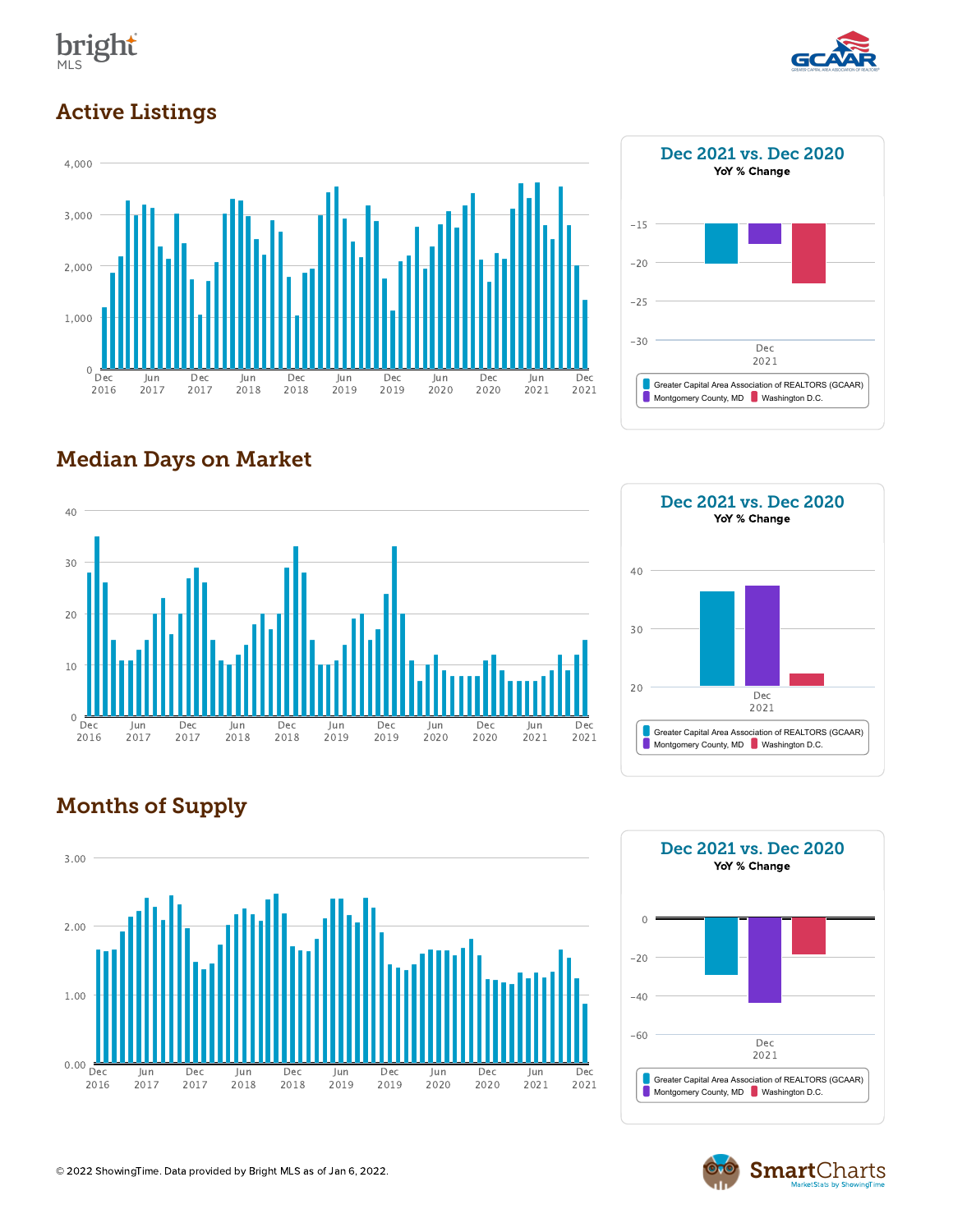bright MLS

GCAAR

## Active Listings

4,000
3,000
2,000
1,000
0

Dec 2016 Jun 2017 Dec 2017 Jun 2018 Dec 2018 Jun 2019 Dec 2019 Jun 2020 Dec 2020 Jun 2021 Dec 2021

### Dec 2021 vs. Dec 2020

**YoY % Change**

-15
-20
-25
-30

Dec 2021

Greater Capital Area Association of REALTORS (GCAAR)
Montgomery County, MD
Washington D.C.

## Median Days on Market

40
30
20
10
0

Dec 2016 Jun 2017 Dec 2017 Jun 2018 Dec 2018 Jun 2019 Dec 2019 Jun 2020 Dec 2020 Jun 2021 Dec 2021

### Dec 2021 vs. Dec 2020

**YoY % Change**

40
30
20

Dec 2021

Greater Capital Area Association of REALTORS (GCAAR)
Montgomery County, MD
Washington D.C.

## Months of Supply

3.00
2.00
1.00
0.00

Dec 2016 Jun 2017 Dec 2017 Jun 2018 Dec 2018 Jun 2019 Dec 2019 Jun 2020 Dec 2020 Jun 2021 Dec 2021

### Dec 2021 vs. Dec 2020

**YoY % Change**

0
-20
-40
-60

Dec 2021

Greater Capital Area Association of REALTORS (GCAAR)
Montgomery County, MD
Washington D.C.

© 2022 ShowingTime. Data provided by Bright MLS as of Jan 6, 2022.

SmartCharts
MarketStats by ShowingTime